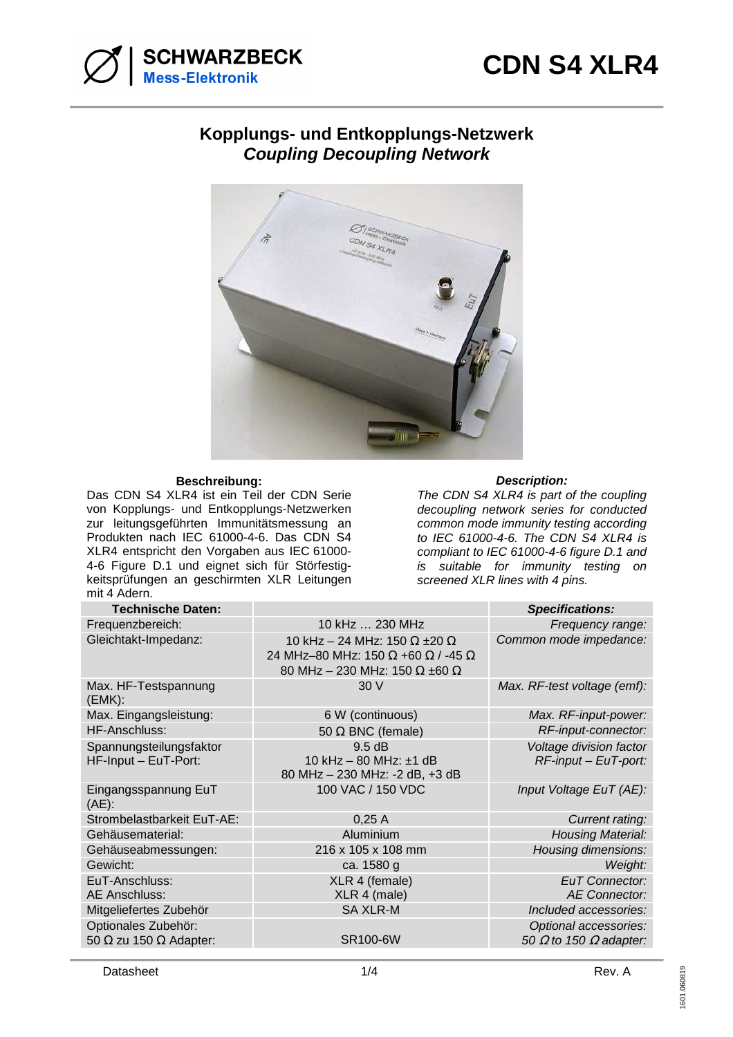SCHWARZBECK
Mess-Elektronik

# CDN S4 XLR4

## Kopplungs- und Entkopplungs-Netzwerk
## *Coupling Decoupling Network*

**Beschreibung:**

Das CDN S4 XLR4 ist ein Teil der CDN Serie von Kopplungs- und Entkopplungs-Netzwerken zur leitungsgeführten Immunitätsmessung an Produkten nach IEC 61000-4-6. Das CDN S4 XLR4 entspricht den Vorgaben aus IEC 61000-4-6 Figure D.1 und eignet sich für Störfestigkeitsprüfungen an geschirmten XLR Leitungen mit 4 Adern.

***Description:***

*The CDN S4 XLR4 is part of the coupling decoupling network series for conducted common mode immunity testing according to IEC 61000-4-6. The CDN S4 XLR4 is compliant to IEC 61000-4-6 figure D.1 and is suitable for immunity testing on screened XLR lines with 4 pins.*

| **Technische Daten:** | | ***Specifications:*** |
|---|---|---|
| Frequenzbereich: | 10 kHz … 230 MHz | *Frequency range:* |
| Gleichtakt-Impedanz: | 10 kHz – 24 MHz: 150 Ω ±20 Ω<br>24 MHz–80 MHz: 150 Ω +60 Ω / -45 Ω<br>80 MHz – 230 MHz: 150 Ω ±60 Ω | *Common mode impedance:* |
| Max. HF-Testspannung (EMK): | 30 V | *Max. RF-test voltage (emf):* |
| Max. Eingangsleistung: | 6 W (continuous) | *Max. RF-input-power:* |
| HF-Anschluss: | 50 Ω BNC (female) | *RF-input-connector:* |
| Spannungsteilungsfaktor HF-Input – EuT-Port: | 9.5 dB<br>10 kHz – 80 MHz: ±1 dB<br>80 MHz – 230 MHz: -2 dB, +3 dB | *Voltage division factor RF-input – EuT-port:* |
| Eingangsspannung EuT (AE): | 100 VAC / 150 VDC | *Input Voltage EuT (AE):* |
| Strombelastbarkeit EuT-AE: | 0,25 A | *Current rating:* |
| Gehäusematerial: | Aluminium | *Housing Material:* |
| Gehäuseabmessungen: | 216 x 105 x 108 mm | *Housing dimensions:* |
| Gewicht: | ca. 1580 g | *Weight:* |
| EuT-Anschluss:<br>AE Anschluss: | XLR 4 (female)<br>XLR 4 (male) | *EuT Connector:*<br>*AE Connector:* |
| Mitgeliefertes Zubehör | SA XLR-M | *Included accessories:* |
| Optionales Zubehör:<br>50 Ω zu 150 Ω Adapter: | SR100-6W | *Optional accessories:*<br>*50 Ω to 150 Ω adapter:* |

Datasheet — Rev. A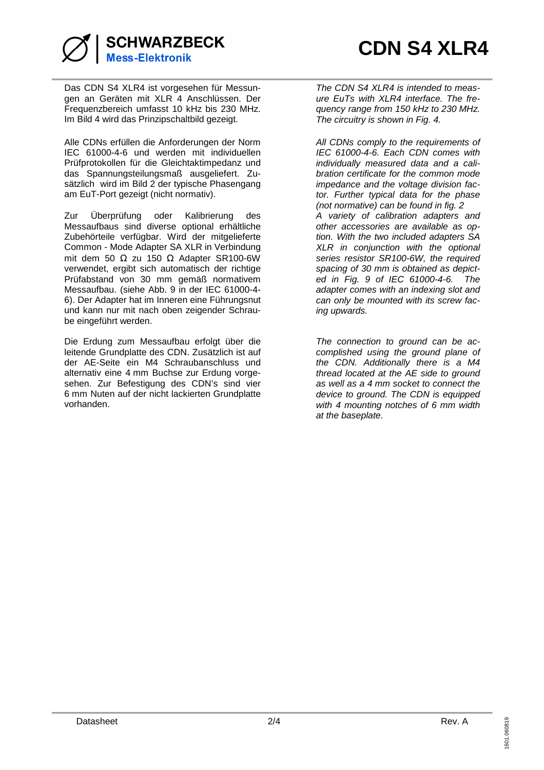Das CDN S4 XLR4 ist vorgesehen für Messungen an Geräten mit XLR 4 Anschlüssen. Der Frequenzbereich umfasst 10 kHz bis 230 MHz. Im Bild 4 wird das Prinzipschaltbild gezeigt.

Alle CDNs erfüllen die Anforderungen der Norm IEC 61000-4-6 und werden mit individuellen Prüfprotokollen für die Gleichtaktimpedanz und das Spannungsteilungsmaß ausgeliefert. Zusätzlich wird im Bild 2 der typische Phasengang am EuT-Port gezeigt (nicht normativ).

Zur Überprüfung oder Kalibrierung des Messaufbaus sind diverse optional erhältliche Zubehörteile verfügbar. Wird der mitgelieferte Common - Mode Adapter SA XLR in Verbindung mit dem 50 Ω zu 150 Ω Adapter SR100-6W verwendet, ergibt sich automatisch der richtige Prüfabstand von 30 mm gemäß normativem Messaufbau. (siehe Abb. 9 in der IEC 61000-4-6). Der Adapter hat im Inneren eine Führungsnut und kann nur mit nach oben zeigender Schraube eingeführt werden.

Die Erdung zum Messaufbau erfolgt über die leitende Grundplatte des CDN. Zusätzlich ist auf der AE-Seite ein M4 Schraubanschluss und alternativ eine 4 mm Buchse zur Erdung vorgesehen. Zur Befestigung des CDN's sind vier 6 mm Nuten auf der nicht lackierten Grundplatte vorhanden.

*The CDN S4 XLR4 is intended to measure EuTs with XLR4 interface. The frequency range from 150 kHz to 230 MHz. The circuitry is shown in Fig. 4.*

*All CDNs comply to the requirements of IEC 61000-4-6. Each CDN comes with individually measured data and a calibration certificate for the common mode impedance and the voltage division factor. Further typical data for the phase (not normative) can be found in fig. 2*
*A variety of calibration adapters and other accessories are available as option. With the two included adapters SA XLR in conjunction with the optional series resistor SR100-6W, the required spacing of 30 mm is obtained as depicted in Fig. 9 of IEC 61000-4-6. The adapter comes with an indexing slot and can only be mounted with its screw facing upwards.*

*The connection to ground can be accomplished using the ground plane of the CDN. Additionally there is a M4 thread located at the AE side to ground as well as a 4 mm socket to connect the device to ground. The CDN is equipped with 4 mounting notches of 6 mm width at the baseplate.*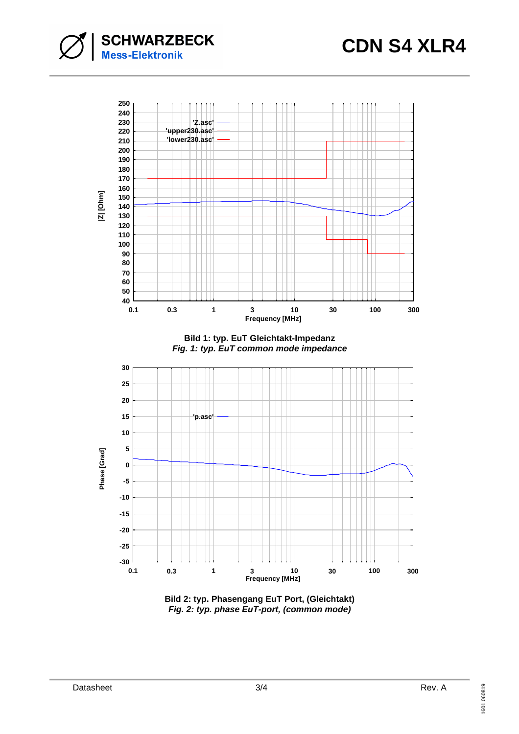**Bild 1: typ. EuT Gleichtakt-Impedanz**
*Fig. 1: typ. EuT common mode impedance*

**Bild 2: typ. Phasengang EuT Port, (Gleichtakt)**
*Fig. 2: typ. phase EuT-port, (common mode)*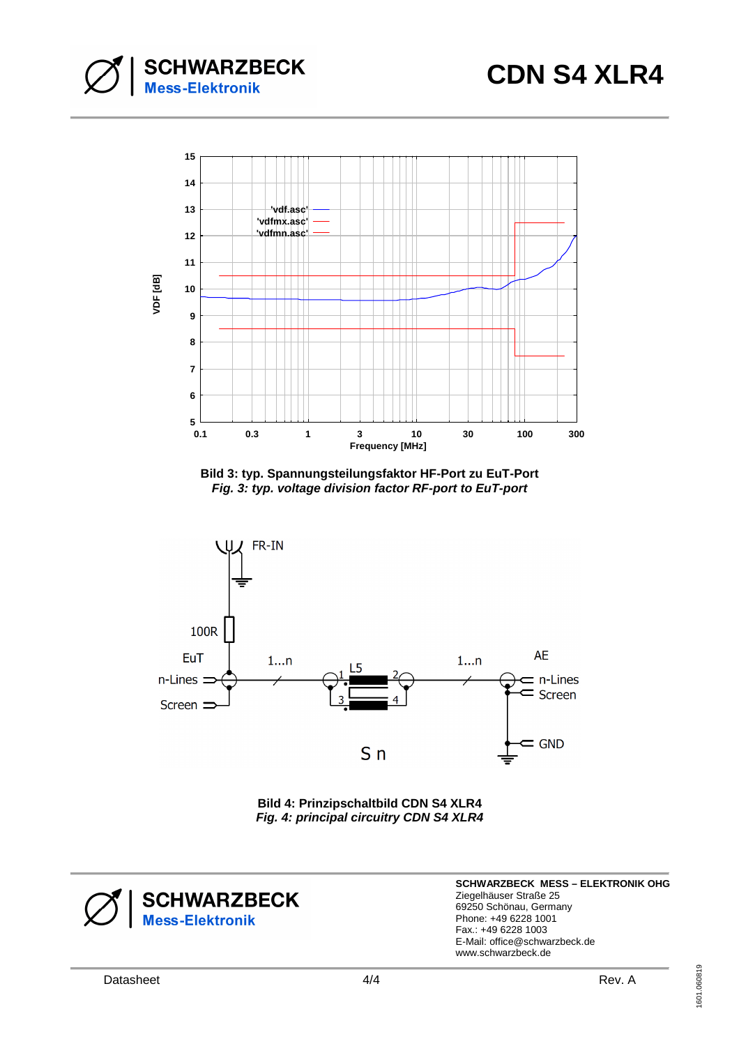VDF [dB]

15
14
13
12
11
10
9
8
7
6
5

'vdf.asc'
'vdfmx.asc'
'vdfmn.asc'

0.1 0.3 1 3 10 30 100 300

Frequency [MHz]

**Bild 3: typ. Spannungsteilungsfaktor HF-Port zu EuT-Port**
***Fig. 3: typ. voltage division factor RF-port to EuT-port***

FR-IN

100R

EuT

n-Lines

Screen

1...n

L5

1 2 3 4

1...n

AE

n-Lines

Screen

GND

S n

**Bild 4: Prinzipschaltbild CDN S4 XLR4**
***Fig. 4: principal circuitry CDN S4 XLR4***

**SCHWARZBECK MESS – ELEKTRONIK OHG**
Ziegelhäuser Straße 25
69250 Schönau, Germany
Phone: +49 6228 1001
Fax.: +49 6228 1003
E-Mail: office@schwarzbeck.de
www.schwarzbeck.de

Datasheet

Rev. A